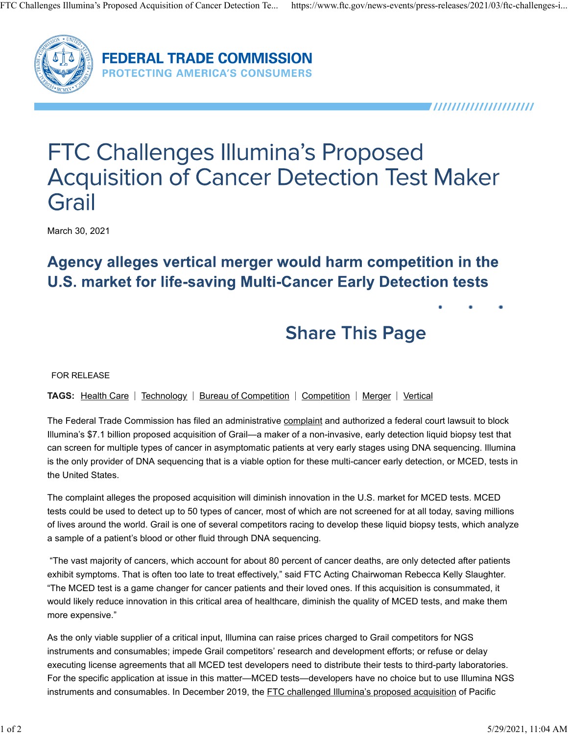FEDERAL TRADE COMMISSION
PROTECTING AMERICA'S CONSUMERS

# FTC Challenges Illumina's Proposed Acquisition of Cancer Detection Test Maker Grail

March 30, 2021

## Agency alleges vertical merger would harm competition in the U.S. market for life-saving Multi-Cancer Early Detection tests

Share This Page

FOR RELEASE

**TAGS:** Health Care | Technology | Bureau of Competition | Competition | Merger | Vertical

The Federal Trade Commission has filed an administrative complaint and authorized a federal court lawsuit to block Illumina's $7.1 billion proposed acquisition of Grail—a maker of a non-invasive, early detection liquid biopsy test that can screen for multiple types of cancer in asymptomatic patients at very early stages using DNA sequencing. Illumina is the only provider of DNA sequencing that is a viable option for these multi-cancer early detection, or MCED, tests in the United States.

The complaint alleges the proposed acquisition will diminish innovation in the U.S. market for MCED tests. MCED tests could be used to detect up to 50 types of cancer, most of which are not screened for at all today, saving millions of lives around the world. Grail is one of several competitors racing to develop these liquid biopsy tests, which analyze a sample of a patient's blood or other fluid through DNA sequencing.

"The vast majority of cancers, which account for about 80 percent of cancer deaths, are only detected after patients exhibit symptoms. That is often too late to treat effectively," said FTC Acting Chairwoman Rebecca Kelly Slaughter. "The MCED test is a game changer for cancer patients and their loved ones. If this acquisition is consummated, it would likely reduce innovation in this critical area of healthcare, diminish the quality of MCED tests, and make them more expensive."

As the only viable supplier of a critical input, Illumina can raise prices charged to Grail competitors for NGS instruments and consumables; impede Grail competitors' research and development efforts; or refuse or delay executing license agreements that all MCED test developers need to distribute their tests to third-party laboratories. For the specific application at issue in this matter—MCED tests—developers have no choice but to use Illumina NGS instruments and consumables. In December 2019, the FTC challenged Illumina's proposed acquisition of Pacific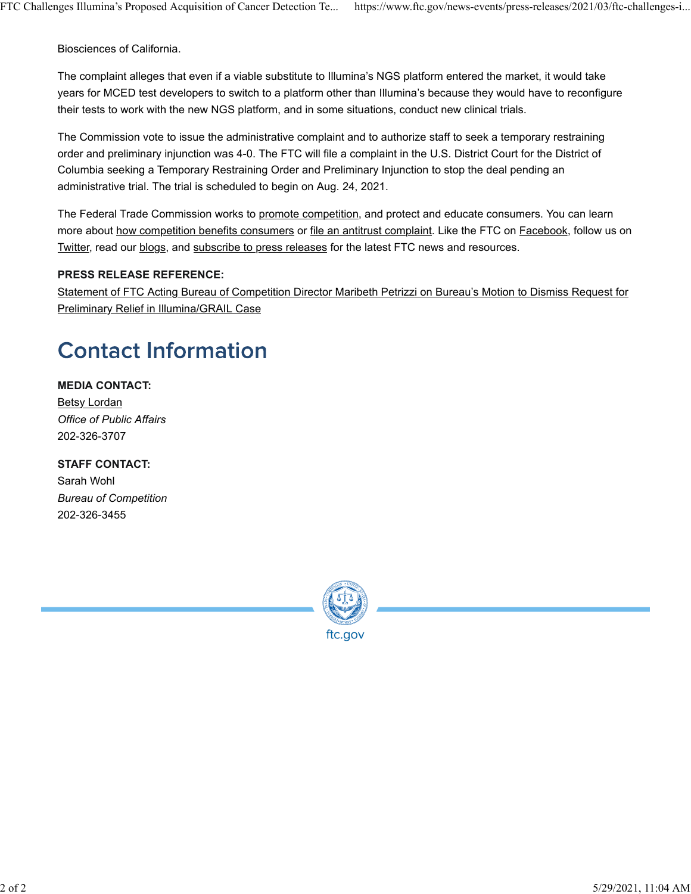Biosciences of California.

The complaint alleges that even if a viable substitute to Illumina's NGS platform entered the market, it would take years for MCED test developers to switch to a platform other than Illumina's because they would have to reconfigure their tests to work with the new NGS platform, and in some situations, conduct new clinical trials.

The Commission vote to issue the administrative complaint and to authorize staff to seek a temporary restraining order and preliminary injunction was 4-0. The FTC will file a complaint in the U.S. District Court for the District of Columbia seeking a Temporary Restraining Order and Preliminary Injunction to stop the deal pending an administrative trial. The trial is scheduled to begin on Aug. 24, 2021.

The Federal Trade Commission works to promote competition, and protect and educate consumers. You can learn more about how competition benefits consumers or file an antitrust complaint. Like the FTC on Facebook, follow us on Twitter, read our blogs, and subscribe to press releases for the latest FTC news and resources.

**PRESS RELEASE REFERENCE:**
Statement of FTC Acting Bureau of Competition Director Maribeth Petrizzi on Bureau's Motion to Dismiss Request for Preliminary Relief in Illumina/GRAIL Case

## Contact Information

**MEDIA CONTACT:**
Betsy Lordan
*Office of Public Affairs*
202-326-3707

**STAFF CONTACT:**
Sarah Wohl
*Bureau of Competition*
202-326-3455

ftc.gov